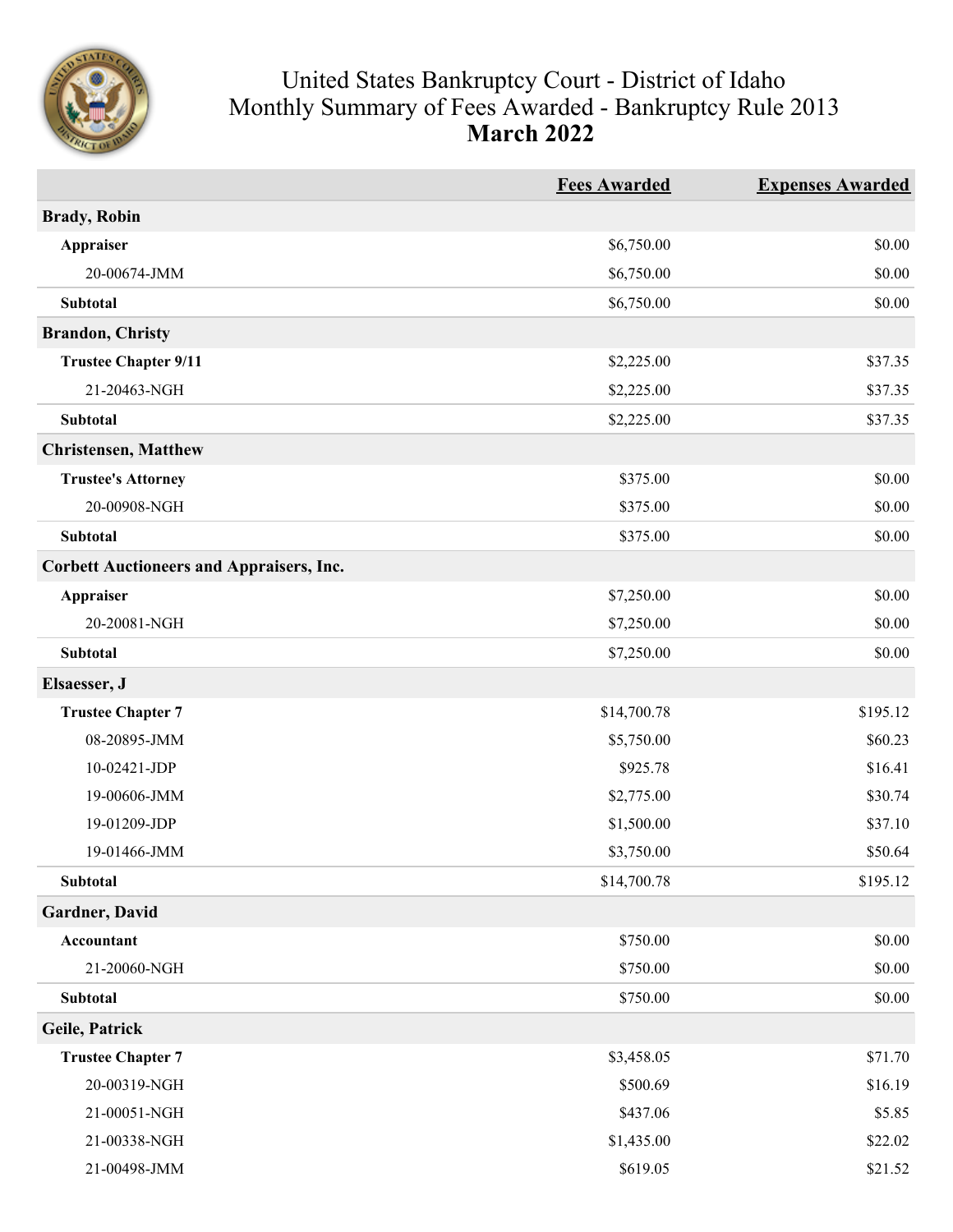# United States Bankruptcy Court - District of Idaho
## Monthly Summary of Fees Awarded - Bankruptcy Rule 2013
## March 2022

| | Fees Awarded | Expenses Awarded |
|---|---|---|
| **Brady, Robin** | | |
| **Appraiser** | $6,750.00 | $0.00 |
| 20-00674-JMM | $6,750.00 | $0.00 |
| **Subtotal** | $6,750.00 | $0.00 |
| **Brandon, Christy** | | |
| **Trustee Chapter 9/11** | $2,225.00 | $37.35 |
| 21-20463-NGH | $2,225.00 | $37.35 |
| **Subtotal** | $2,225.00 | $37.35 |
| **Christensen, Matthew** | | |
| **Trustee's Attorney** | $375.00 | $0.00 |
| 20-00908-NGH | $375.00 | $0.00 |
| **Subtotal** | $375.00 | $0.00 |
| **Corbett Auctioneers and Appraisers, Inc.** | | |
| **Appraiser** | $7,250.00 | $0.00 |
| 20-20081-NGH | $7,250.00 | $0.00 |
| **Subtotal** | $7,250.00 | $0.00 |
| **Elsaesser, J** | | |
| **Trustee Chapter 7** | $14,700.78 | $195.12 |
| 08-20895-JMM | $5,750.00 | $60.23 |
| 10-02421-JDP | $925.78 | $16.41 |
| 19-00606-JMM | $2,775.00 | $30.74 |
| 19-01209-JDP | $1,500.00 | $37.10 |
| 19-01466-JMM | $3,750.00 | $50.64 |
| **Subtotal** | $14,700.78 | $195.12 |
| **Gardner, David** | | |
| **Accountant** | $750.00 | $0.00 |
| 21-20060-NGH | $750.00 | $0.00 |
| **Subtotal** | $750.00 | $0.00 |
| **Geile, Patrick** | | |
| **Trustee Chapter 7** | $3,458.05 | $71.70 |
| 20-00319-NGH | $500.69 | $16.19 |
| 21-00051-NGH | $437.06 | $5.85 |
| 21-00338-NGH | $1,435.00 | $22.02 |
| 21-00498-JMM | $619.05 | $21.52 |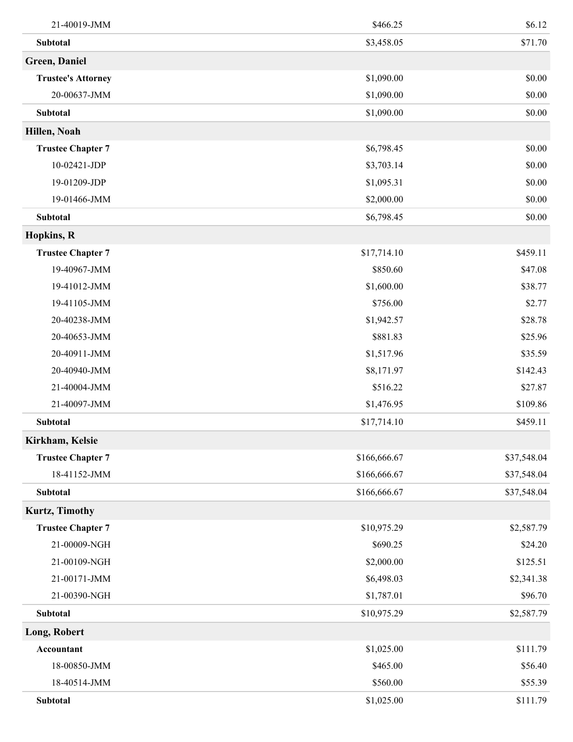| | | |
|---|---|---|
| 21-40019-JMM | $466.25 | $6.12 |
| **Subtotal** | $3,458.05 | $71.70 |
| **Green, Daniel** | | |
| **Trustee's Attorney** | $1,090.00 | $0.00 |
| 20-00637-JMM | $1,090.00 | $0.00 |
| **Subtotal** | $1,090.00 | $0.00 |
| **Hillen, Noah** | | |
| **Trustee Chapter 7** | $6,798.45 | $0.00 |
| 10-02421-JDP | $3,703.14 | $0.00 |
| 19-01209-JDP | $1,095.31 | $0.00 |
| 19-01466-JMM | $2,000.00 | $0.00 |
| **Subtotal** | $6,798.45 | $0.00 |
| **Hopkins, R** | | |
| **Trustee Chapter 7** | $17,714.10 | $459.11 |
| 19-40967-JMM | $850.60 | $47.08 |
| 19-41012-JMM | $1,600.00 | $38.77 |
| 19-41105-JMM | $756.00 | $2.77 |
| 20-40238-JMM | $1,942.57 | $28.78 |
| 20-40653-JMM | $881.83 | $25.96 |
| 20-40911-JMM | $1,517.96 | $35.59 |
| 20-40940-JMM | $8,171.97 | $142.43 |
| 21-40004-JMM | $516.22 | $27.87 |
| 21-40097-JMM | $1,476.95 | $109.86 |
| **Subtotal** | $17,714.10 | $459.11 |
| **Kirkham, Kelsie** | | |
| **Trustee Chapter 7** | $166,666.67 | $37,548.04 |
| 18-41152-JMM | $166,666.67 | $37,548.04 |
| **Subtotal** | $166,666.67 | $37,548.04 |
| **Kurtz, Timothy** | | |
| **Trustee Chapter 7** | $10,975.29 | $2,587.79 |
| 21-00009-NGH | $690.25 | $24.20 |
| 21-00109-NGH | $2,000.00 | $125.51 |
| 21-00171-JMM | $6,498.03 | $2,341.38 |
| 21-00390-NGH | $1,787.01 | $96.70 |
| **Subtotal** | $10,975.29 | $2,587.79 |
| **Long, Robert** | | |
| **Accountant** | $1,025.00 | $111.79 |
| 18-00850-JMM | $465.00 | $56.40 |
| 18-40514-JMM | $560.00 | $55.39 |
| **Subtotal** | $1,025.00 | $111.79 |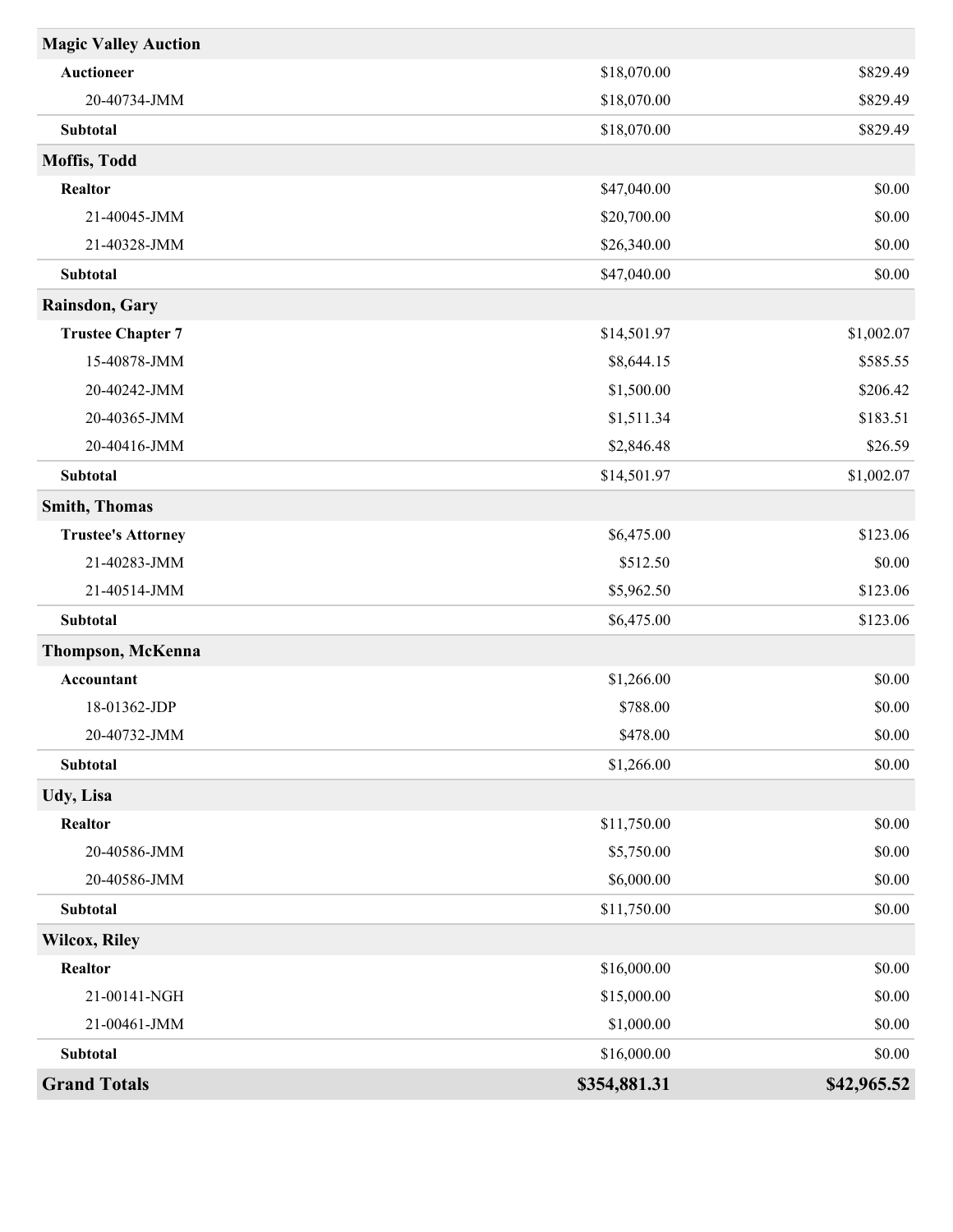| | | |
|---|---|---|
| **Magic Valley Auction** | | |
| **Auctioneer** | $18,070.00 | $829.49 |
| 20-40734-JMM | $18,070.00 | $829.49 |
| **Subtotal** | $18,070.00 | $829.49 |
| **Moffis, Todd** | | |
| **Realtor** | $47,040.00 | $0.00 |
| 21-40045-JMM | $20,700.00 | $0.00 |
| 21-40328-JMM | $26,340.00 | $0.00 |
| **Subtotal** | $47,040.00 | $0.00 |
| **Rainsdon, Gary** | | |
| **Trustee Chapter 7** | $14,501.97 | $1,002.07 |
| 15-40878-JMM | $8,644.15 | $585.55 |
| 20-40242-JMM | $1,500.00 | $206.42 |
| 20-40365-JMM | $1,511.34 | $183.51 |
| 20-40416-JMM | $2,846.48 | $26.59 |
| **Subtotal** | $14,501.97 | $1,002.07 |
| **Smith, Thomas** | | |
| **Trustee's Attorney** | $6,475.00 | $123.06 |
| 21-40283-JMM | $512.50 | $0.00 |
| 21-40514-JMM | $5,962.50 | $123.06 |
| **Subtotal** | $6,475.00 | $123.06 |
| **Thompson, McKenna** | | |
| **Accountant** | $1,266.00 | $0.00 |
| 18-01362-JDP | $788.00 | $0.00 |
| 20-40732-JMM | $478.00 | $0.00 |
| **Subtotal** | $1,266.00 | $0.00 |
| **Udy, Lisa** | | |
| **Realtor** | $11,750.00 | $0.00 |
| 20-40586-JMM | $5,750.00 | $0.00 |
| 20-40586-JMM | $6,000.00 | $0.00 |
| **Subtotal** | $11,750.00 | $0.00 |
| **Wilcox, Riley** | | |
| **Realtor** | $16,000.00 | $0.00 |
| 21-00141-NGH | $15,000.00 | $0.00 |
| 21-00461-JMM | $1,000.00 | $0.00 |
| **Subtotal** | $16,000.00 | $0.00 |
| **Grand Totals** | **$354,881.31** | **$42,965.52** |